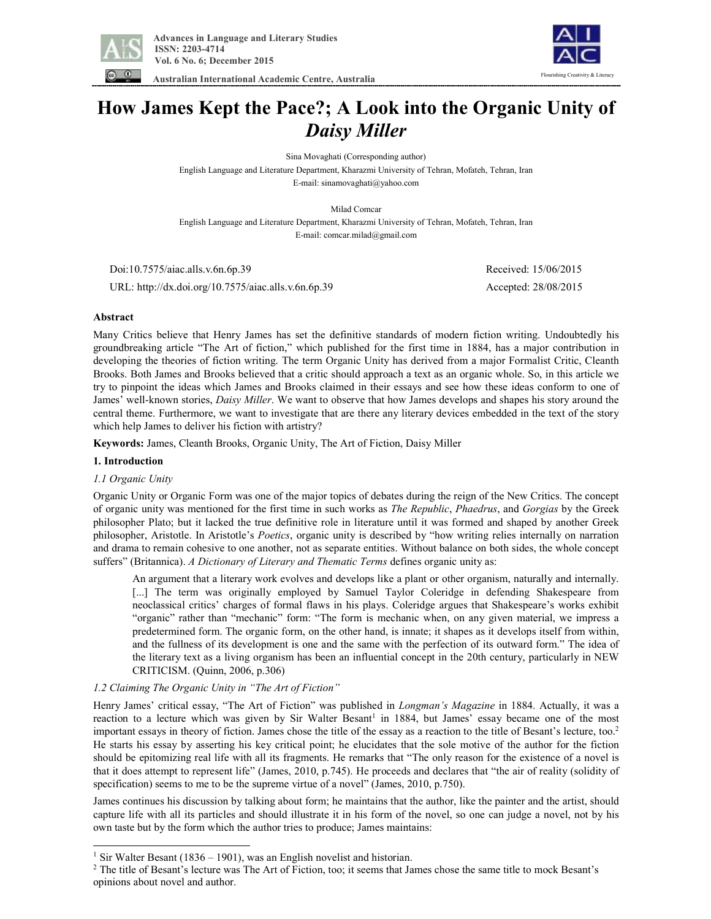# How James Kept the Pace?; A Look into the Organic Unity of *Daisy Miller*

Sina Movaghati (Corresponding author)
English Language and Literature Department, Kharazmi University of Tehran, Mofateh, Tehran, Iran
E-mail: sinamovaghati@yahoo.com

Milad Comcar
English Language and Literature Department, Kharazmi University of Tehran, Mofateh, Tehran, Iran
E-mail: comcar.milad@gmail.com

Doi:10.7575/aiac.alls.v.6n.6p.39 Received: 15/06/2015
URL: http://dx.doi.org/10.7575/aiac.alls.v.6n.6p.39 Accepted: 28/08/2015

**Abstract**

Many Critics believe that Henry James has set the definitive standards of modern fiction writing. Undoubtedly his groundbreaking article "The Art of fiction," which published for the first time in 1884, has a major contribution in developing the theories of fiction writing. The term Organic Unity has derived from a major Formalist Critic, Cleanth Brooks. Both James and Brooks believed that a critic should approach a text as an organic whole. So, in this article we try to pinpoint the ideas which James and Brooks claimed in their essays and see how these ideas conform to one of James' well-known stories, *Daisy Miller*. We want to observe that how James develops and shapes his story around the central theme. Furthermore, we want to investigate that are there any literary devices embedded in the text of the story which help James to deliver his fiction with artistry?

**Keywords:** James, Cleanth Brooks, Organic Unity, The Art of Fiction, Daisy Miller

## 1. Introduction

### *1.1 Organic Unity*

Organic Unity or Organic Form was one of the major topics of debates during the reign of the New Critics. The concept of organic unity was mentioned for the first time in such works as *The Republic*, *Phaedrus*, and *Gorgias* by the Greek philosopher Plato; but it lacked the true definitive role in literature until it was formed and shaped by another Greek philosopher, Aristotle. In Aristotle's *Poetics*, organic unity is described by "how writing relies internally on narration and drama to remain cohesive to one another, not as separate entities. Without balance on both sides, the whole concept suffers" (Britannica). *A Dictionary of Literary and Thematic Terms* defines organic unity as:

> An argument that a literary work evolves and develops like a plant or other organism, naturally and internally. [...] The term was originally employed by Samuel Taylor Coleridge in defending Shakespeare from neoclassical critics' charges of formal flaws in his plays. Coleridge argues that Shakespeare's works exhibit "organic" rather than "mechanic" form: "The form is mechanic when, on any given material, we impress a predetermined form. The organic form, on the other hand, is innate; it shapes as it develops itself from within, and the fullness of its development is one and the same with the perfection of its outward form." The idea of the literary text as a living organism has been an influential concept in the 20th century, particularly in NEW CRITICISM. (Quinn, 2006, p.306)

### *1.2 Claiming The Organic Unity in "The Art of Fiction"*

Henry James' critical essay, "The Art of Fiction" was published in *Longman's Magazine* in 1884. Actually, it was a reaction to a lecture which was given by Sir Walter Besant[1] in 1884, but James' essay became one of the most important essays in theory of fiction. James chose the title of the essay as a reaction to the title of Besant's lecture, too.[2] He starts his essay by asserting his key critical point; he elucidates that the sole motive of the author for the fiction should be epitomizing real life with all its fragments. He remarks that "The only reason for the existence of a novel is that it does attempt to represent life" (James, 2010, p.745). He proceeds and declares that "the air of reality (solidity of specification) seems to me to be the supreme virtue of a novel" (James, 2010, p.750).

James continues his discussion by talking about form; he maintains that the author, like the painter and the artist, should capture life with all its particles and should illustrate it in his form of the novel, so one can judge a novel, not by his own taste but by the form which the author tries to produce; James maintains:

---

[1] Sir Walter Besant (1836 – 1901), was an English novelist and historian.

[2] The title of Besant's lecture was The Art of Fiction, too; it seems that James chose the same title to mock Besant's opinions about novel and author.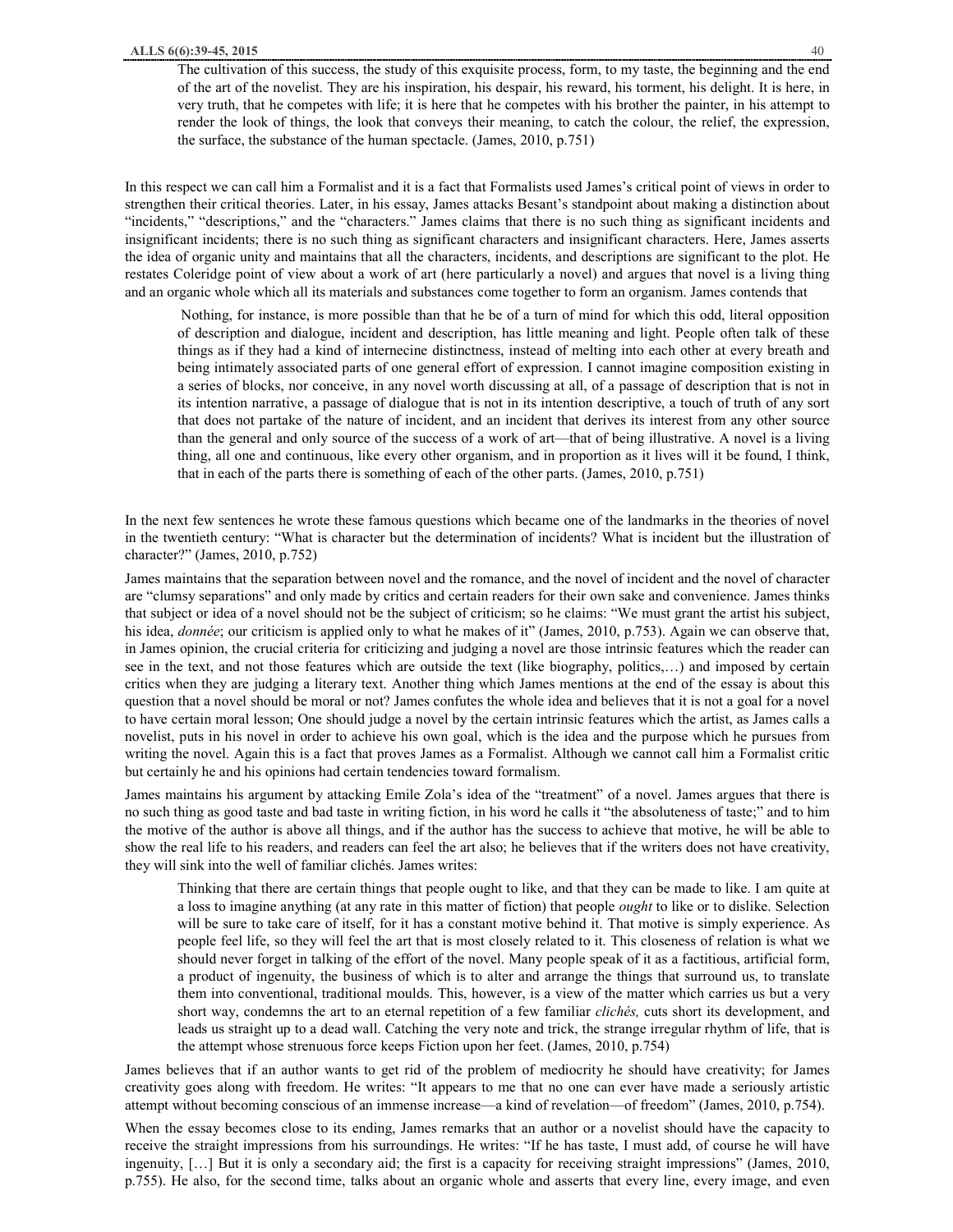> The cultivation of this success, the study of this exquisite process, form, to my taste, the beginning and the end of the art of the novelist. They are his inspiration, his despair, his reward, his torment, his delight. It is here, in very truth, that he competes with life; it is here that he competes with his brother the painter, in his attempt to render the look of things, the look that conveys their meaning, to catch the colour, the relief, the expression, the surface, the substance of the human spectacle. (James, 2010, p.751)

In this respect we can call him a Formalist and it is a fact that Formalists used James's critical point of views in order to strengthen their critical theories. Later, in his essay, James attacks Besant's standpoint about making a distinction about "incidents," "descriptions," and the "characters." James claims that there is no such thing as significant incidents and insignificant incidents; there is no such thing as significant characters and insignificant characters. Here, James asserts the idea of organic unity and maintains that all the characters, incidents, and descriptions are significant to the plot. He restates Coleridge point of view about a work of art (here particularly a novel) and argues that novel is a living thing and an organic whole which all its materials and substances come together to form an organism. James contends that

> Nothing, for instance, is more possible than that he be of a turn of mind for which this odd, literal opposition of description and dialogue, incident and description, has little meaning and light. People often talk of these things as if they had a kind of internecine distinctness, instead of melting into each other at every breath and being intimately associated parts of one general effort of expression. I cannot imagine composition existing in a series of blocks, nor conceive, in any novel worth discussing at all, of a passage of description that is not in its intention narrative, a passage of dialogue that is not in its intention descriptive, a touch of truth of any sort that does not partake of the nature of incident, and an incident that derives its interest from any other source than the general and only source of the success of a work of art—that of being illustrative. A novel is a living thing, all one and continuous, like every other organism, and in proportion as it lives will it be found, I think, that in each of the parts there is something of each of the other parts. (James, 2010, p.751)

In the next few sentences he wrote these famous questions which became one of the landmarks in the theories of novel in the twentieth century: "What is character but the determination of incidents? What is incident but the illustration of character?" (James, 2010, p.752)

James maintains that the separation between novel and the romance, and the novel of incident and the novel of character are "clumsy separations" and only made by critics and certain readers for their own sake and convenience. James thinks that subject or idea of a novel should not be the subject of criticism; so he claims: "We must grant the artist his subject, his idea, *donnée*; our criticism is applied only to what he makes of it" (James, 2010, p.753). Again we can observe that, in James opinion, the crucial criteria for criticizing and judging a novel are those intrinsic features which the reader can see in the text, and not those features which are outside the text (like biography, politics,…) and imposed by certain critics when they are judging a literary text. Another thing which James mentions at the end of the essay is about this question that a novel should be moral or not? James confutes the whole idea and believes that it is not a goal for a novel to have certain moral lesson; One should judge a novel by the certain intrinsic features which the artist, as James calls a novelist, puts in his novel in order to achieve his own goal, which is the idea and the purpose which he pursues from writing the novel. Again this is a fact that proves James as a Formalist. Although we cannot call him a Formalist critic but certainly he and his opinions had certain tendencies toward formalism.

James maintains his argument by attacking Emile Zola's idea of the "treatment" of a novel. James argues that there is no such thing as good taste and bad taste in writing fiction, in his word he calls it "the absoluteness of taste;" and to him the motive of the author is above all things, and if the author has the success to achieve that motive, he will be able to show the real life to his readers, and readers can feel the art also; he believes that if the writers does not have creativity, they will sink into the well of familiar clichés. James writes:

> Thinking that there are certain things that people ought to like, and that they can be made to like. I am quite at a loss to imagine anything (at any rate in this matter of fiction) that people *ought* to like or to dislike. Selection will be sure to take care of itself, for it has a constant motive behind it. That motive is simply experience. As people feel life, so they will feel the art that is most closely related to it. This closeness of relation is what we should never forget in talking of the effort of the novel. Many people speak of it as a factitious, artificial form, a product of ingenuity, the business of which is to alter and arrange the things that surround us, to translate them into conventional, traditional moulds. This, however, is a view of the matter which carries us but a very short way, condemns the art to an eternal repetition of a few familiar *clichés,* cuts short its development, and leads us straight up to a dead wall. Catching the very note and trick, the strange irregular rhythm of life, that is the attempt whose strenuous force keeps Fiction upon her feet. (James, 2010, p.754)

James believes that if an author wants to get rid of the problem of mediocrity he should have creativity; for James creativity goes along with freedom. He writes: "It appears to me that no one can ever have made a seriously artistic attempt without becoming conscious of an immense increase—a kind of revelation—of freedom" (James, 2010, p.754).

When the essay becomes close to its ending, James remarks that an author or a novelist should have the capacity to receive the straight impressions from his surroundings. He writes: "If he has taste, I must add, of course he will have ingenuity, […] But it is only a secondary aid; the first is a capacity for receiving straight impressions" (James, 2010, p.755). He also, for the second time, talks about an organic whole and asserts that every line, every image, and even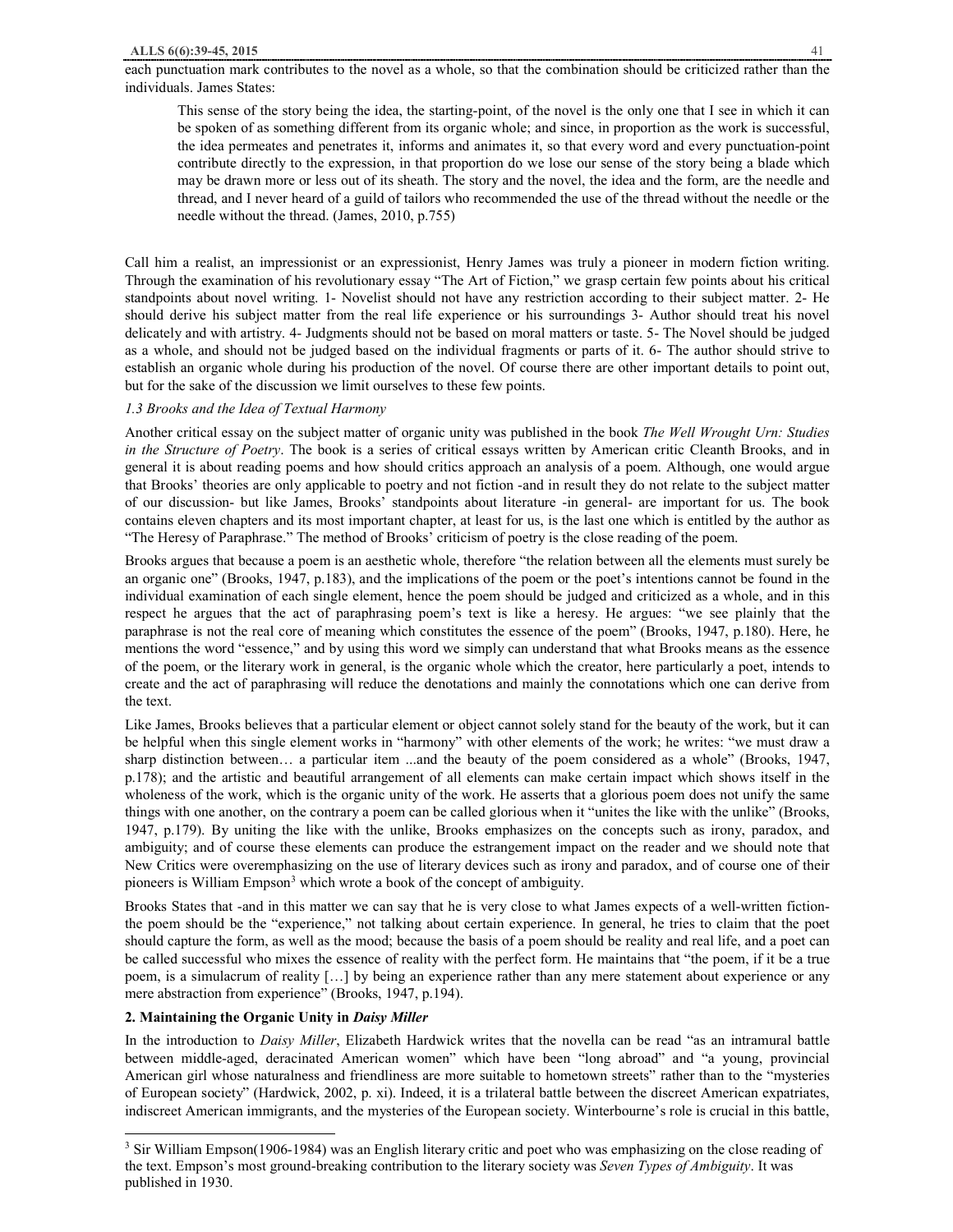each punctuation mark contributes to the novel as a whole, so that the combination should be criticized rather than the individuals. James States:

> This sense of the story being the idea, the starting-point, of the novel is the only one that I see in which it can be spoken of as something different from its organic whole; and since, in proportion as the work is successful, the idea permeates and penetrates it, informs and animates it, so that every word and every punctuation-point contribute directly to the expression, in that proportion do we lose our sense of the story being a blade which may be drawn more or less out of its sheath. The story and the novel, the idea and the form, are the needle and thread, and I never heard of a guild of tailors who recommended the use of the thread without the needle or the needle without the thread. (James, 2010, p.755)

Call him a realist, an impressionist or an expressionist, Henry James was truly a pioneer in modern fiction writing. Through the examination of his revolutionary essay "The Art of Fiction," we grasp certain few points about his critical standpoints about novel writing. 1- Novelist should not have any restriction according to their subject matter. 2- He should derive his subject matter from the real life experience or his surroundings 3- Author should treat his novel delicately and with artistry. 4- Judgments should not be based on moral matters or taste. 5- The Novel should be judged as a whole, and should not be judged based on the individual fragments or parts of it. 6- The author should strive to establish an organic whole during his production of the novel. Of course there are other important details to point out, but for the sake of the discussion we limit ourselves to these few points.

### *1.3 Brooks and the Idea of Textual Harmony*

Another critical essay on the subject matter of organic unity was published in the book *The Well Wrought Urn: Studies in the Structure of Poetry*. The book is a series of critical essays written by American critic Cleanth Brooks, and in general it is about reading poems and how should critics approach an analysis of a poem. Although, one would argue that Brooks' theories are only applicable to poetry and not fiction -and in result they do not relate to the subject matter of our discussion- but like James, Brooks' standpoints about literature -in general- are important for us. The book contains eleven chapters and its most important chapter, at least for us, is the last one which is entitled by the author as "The Heresy of Paraphrase." The method of Brooks' criticism of poetry is the close reading of the poem.

Brooks argues that because a poem is an aesthetic whole, therefore "the relation between all the elements must surely be an organic one" (Brooks, 1947, p.183), and the implications of the poem or the poet's intentions cannot be found in the individual examination of each single element, hence the poem should be judged and criticized as a whole, and in this respect he argues that the act of paraphrasing poem's text is like a heresy. He argues: "we see plainly that the paraphrase is not the real core of meaning which constitutes the essence of the poem" (Brooks, 1947, p.180). Here, he mentions the word "essence," and by using this word we simply can understand that what Brooks means as the essence of the poem, or the literary work in general, is the organic whole which the creator, here particularly a poet, intends to create and the act of paraphrasing will reduce the denotations and mainly the connotations which one can derive from the text.

Like James, Brooks believes that a particular element or object cannot solely stand for the beauty of the work, but it can be helpful when this single element works in "harmony" with other elements of the work; he writes: "we must draw a sharp distinction between… a particular item ...and the beauty of the poem considered as a whole" (Brooks, 1947, p.178); and the artistic and beautiful arrangement of all elements can make certain impact which shows itself in the wholeness of the work, which is the organic unity of the work. He asserts that a glorious poem does not unify the same things with one another, on the contrary a poem can be called glorious when it "unites the like with the unlike" (Brooks, 1947, p.179). By uniting the like with the unlike, Brooks emphasizes on the concepts such as irony, paradox, and ambiguity; and of course these elements can produce the estrangement impact on the reader and we should note that New Critics were overemphasizing on the use of literary devices such as irony and paradox, and of course one of their pioneers is William Empson[3] which wrote a book of the concept of ambiguity.

Brooks States that -and in this matter we can say that he is very close to what James expects of a well-written fiction- the poem should be the "experience," not talking about certain experience. In general, he tries to claim that the poet should capture the form, as well as the mood; because the basis of a poem should be reality and real life, and a poet can be called successful who mixes the essence of reality with the perfect form. He maintains that "the poem, if it be a true poem, is a simulacrum of reality […] by being an experience rather than any mere statement about experience or any mere abstraction from experience" (Brooks, 1947, p.194).

## 2. Maintaining the Organic Unity in *Daisy Miller*

In the introduction to *Daisy Miller*, Elizabeth Hardwick writes that the novella can be read "as an intramural battle between middle-aged, deracinated American women" which have been "long abroad" and "a young, provincial American girl whose naturalness and friendliness are more suitable to hometown streets" rather than to the "mysteries of European society" (Hardwick, 2002, p. xi). Indeed, it is a trilateral battle between the discreet American expatriates, indiscreet American immigrants, and the mysteries of the European society. Winterbourne's role is crucial in this battle,

[3] Sir William Empson(1906-1984) was an English literary critic and poet who was emphasizing on the close reading of the text. Empson's most ground-breaking contribution to the literary society was *Seven Types of Ambiguity*. It was published in 1930.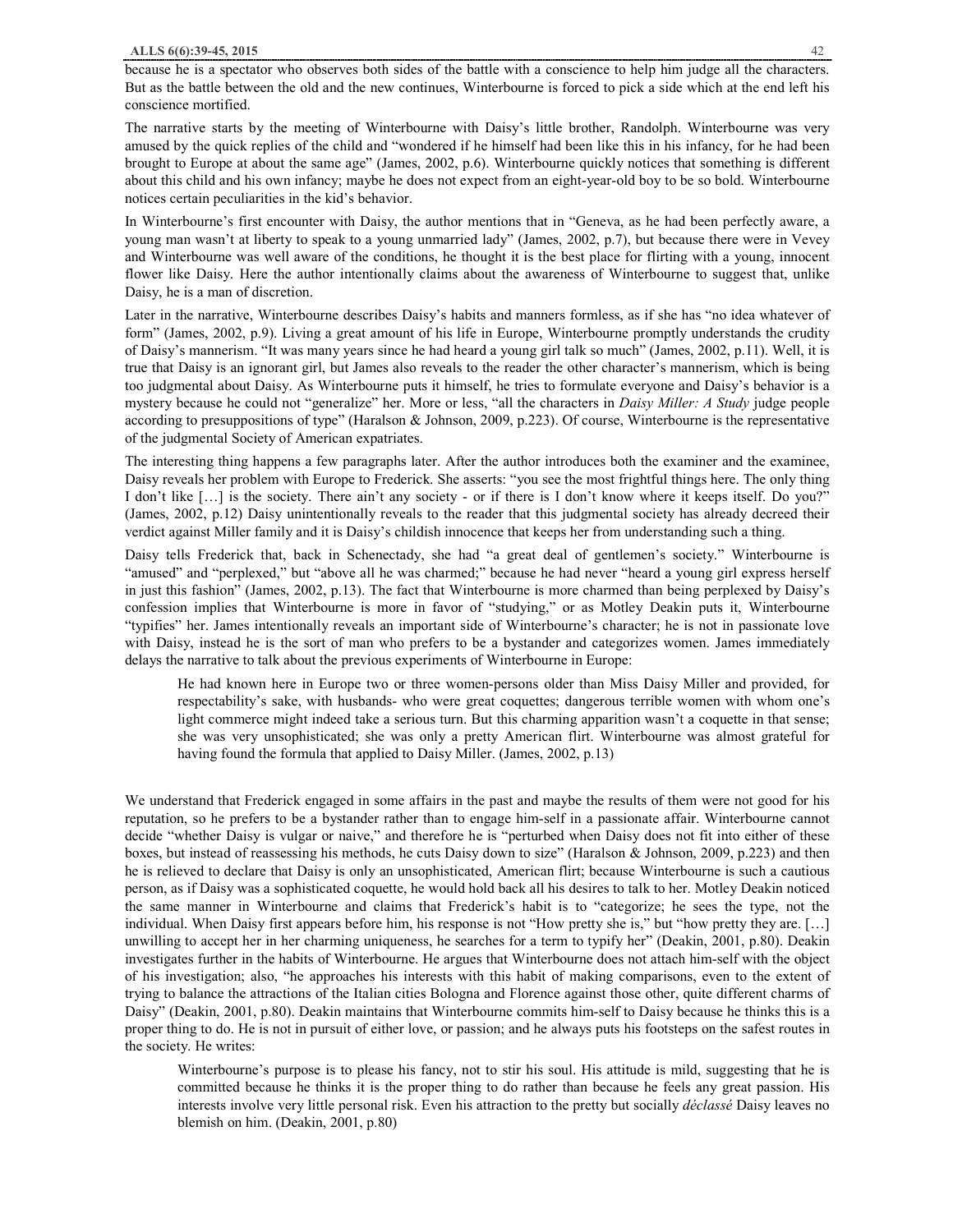because he is a spectator who observes both sides of the battle with a conscience to help him judge all the characters. But as the battle between the old and the new continues, Winterbourne is forced to pick a side which at the end left his conscience mortified.

The narrative starts by the meeting of Winterbourne with Daisy's little brother, Randolph. Winterbourne was very amused by the quick replies of the child and "wondered if he himself had been like this in his infancy, for he had been brought to Europe at about the same age" (James, 2002, p.6). Winterbourne quickly notices that something is different about this child and his own infancy; maybe he does not expect from an eight-year-old boy to be so bold. Winterbourne notices certain peculiarities in the kid's behavior.

In Winterbourne's first encounter with Daisy, the author mentions that in "Geneva, as he had been perfectly aware, a young man wasn't at liberty to speak to a young unmarried lady" (James, 2002, p.7), but because there were in Vevey and Winterbourne was well aware of the conditions, he thought it is the best place for flirting with a young, innocent flower like Daisy. Here the author intentionally claims about the awareness of Winterbourne to suggest that, unlike Daisy, he is a man of discretion.

Later in the narrative, Winterbourne describes Daisy's habits and manners formless, as if she has "no idea whatever of form" (James, 2002, p.9). Living a great amount of his life in Europe, Winterbourne promptly understands the crudity of Daisy's mannerism. "It was many years since he had heard a young girl talk so much" (James, 2002, p.11). Well, it is true that Daisy is an ignorant girl, but James also reveals to the reader the other character's mannerism, which is being too judgmental about Daisy. As Winterbourne puts it himself, he tries to formulate everyone and Daisy's behavior is a mystery because he could not "generalize" her. More or less, "all the characters in *Daisy Miller: A Study* judge people according to presuppositions of type" (Haralson & Johnson, 2009, p.223). Of course, Winterbourne is the representative of the judgmental Society of American expatriates.

The interesting thing happens a few paragraphs later. After the author introduces both the examiner and the examinee, Daisy reveals her problem with Europe to Frederick. She asserts: "you see the most frightful things here. The only thing I don't like […] is the society. There ain't any society - or if there is I don't know where it keeps itself. Do you?" (James, 2002, p.12) Daisy unintentionally reveals to the reader that this judgmental society has already decreed their verdict against Miller family and it is Daisy's childish innocence that keeps her from understanding such a thing.

Daisy tells Frederick that, back in Schenectady, she had "a great deal of gentlemen's society." Winterbourne is "amused" and "perplexed," but "above all he was charmed;" because he had never "heard a young girl express herself in just this fashion" (James, 2002, p.13). The fact that Winterbourne is more charmed than being perplexed by Daisy's confession implies that Winterbourne is more in favor of "studying," or as Motley Deakin puts it, Winterbourne "typifies" her. James intentionally reveals an important side of Winterbourne's character; he is not in passionate love with Daisy, instead he is the sort of man who prefers to be a bystander and categorizes women. James immediately delays the narrative to talk about the previous experiments of Winterbourne in Europe:

> He had known here in Europe two or three women-persons older than Miss Daisy Miller and provided, for respectability's sake, with husbands- who were great coquettes; dangerous terrible women with whom one's light commerce might indeed take a serious turn. But this charming apparition wasn't a coquette in that sense; she was very unsophisticated; she was only a pretty American flirt. Winterbourne was almost grateful for having found the formula that applied to Daisy Miller. (James, 2002, p.13)

We understand that Frederick engaged in some affairs in the past and maybe the results of them were not good for his reputation, so he prefers to be a bystander rather than to engage him-self in a passionate affair. Winterbourne cannot decide "whether Daisy is vulgar or naive," and therefore he is "perturbed when Daisy does not fit into either of these boxes, but instead of reassessing his methods, he cuts Daisy down to size" (Haralson & Johnson, 2009, p.223) and then he is relieved to declare that Daisy is only an unsophisticated, American flirt; because Winterbourne is such a cautious person, as if Daisy was a sophisticated coquette, he would hold back all his desires to talk to her. Motley Deakin noticed the same manner in Winterbourne and claims that Frederick's habit is to "categorize; he sees the type, not the individual. When Daisy first appears before him, his response is not "How pretty she is," but "how pretty they are. […] unwilling to accept her in her charming uniqueness, he searches for a term to typify her" (Deakin, 2001, p.80). Deakin investigates further in the habits of Winterbourne. He argues that Winterbourne does not attach him-self with the object of his investigation; also, "he approaches his interests with this habit of making comparisons, even to the extent of trying to balance the attractions of the Italian cities Bologna and Florence against those other, quite different charms of Daisy" (Deakin, 2001, p.80). Deakin maintains that Winterbourne commits him-self to Daisy because he thinks this is a proper thing to do. He is not in pursuit of either love, or passion; and he always puts his footsteps on the safest routes in the society. He writes:

> Winterbourne's purpose is to please his fancy, not to stir his soul. His attitude is mild, suggesting that he is committed because he thinks it is the proper thing to do rather than because he feels any great passion. His interests involve very little personal risk. Even his attraction to the pretty but socially *déclassé* Daisy leaves no blemish on him. (Deakin, 2001, p.80)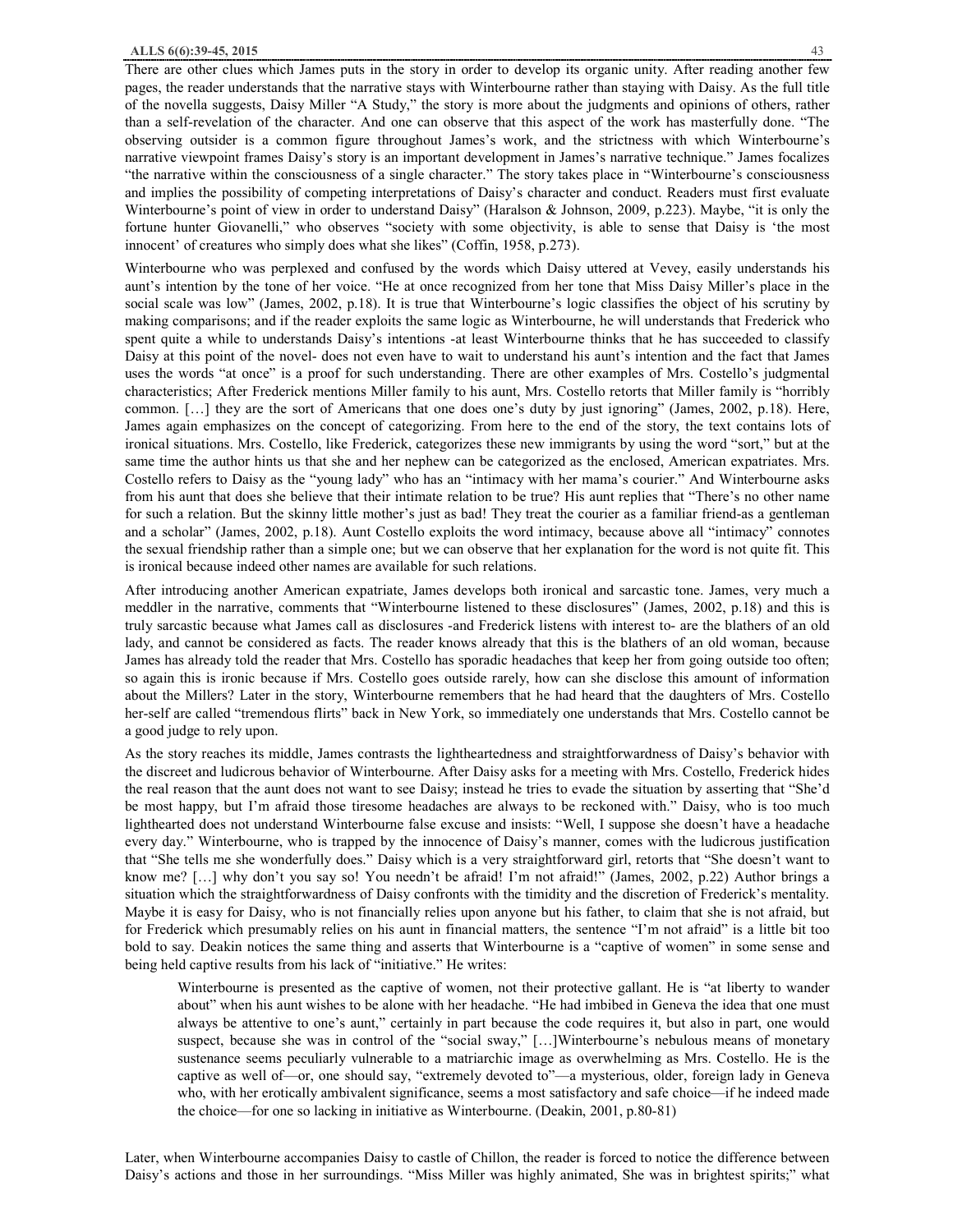There are other clues which James puts in the story in order to develop its organic unity. After reading another few pages, the reader understands that the narrative stays with Winterbourne rather than staying with Daisy. As the full title of the novella suggests, Daisy Miller "A Study," the story is more about the judgments and opinions of others, rather than a self-revelation of the character. And one can observe that this aspect of the work has masterfully done. "The observing outsider is a common figure throughout James's work, and the strictness with which Winterbourne's narrative viewpoint frames Daisy's story is an important development in James's narrative technique." James focalizes "the narrative within the consciousness of a single character." The story takes place in "Winterbourne's consciousness and implies the possibility of competing interpretations of Daisy's character and conduct. Readers must first evaluate Winterbourne's point of view in order to understand Daisy" (Haralson & Johnson, 2009, p.223). Maybe, "it is only the fortune hunter Giovanelli," who observes "society with some objectivity, is able to sense that Daisy is 'the most innocent' of creatures who simply does what she likes" (Coffin, 1958, p.273).

Winterbourne who was perplexed and confused by the words which Daisy uttered at Vevey, easily understands his aunt's intention by the tone of her voice. "He at once recognized from her tone that Miss Daisy Miller's place in the social scale was low" (James, 2002, p.18). It is true that Winterbourne's logic classifies the object of his scrutiny by making comparisons; and if the reader exploits the same logic as Winterbourne, he will understands that Frederick who spent quite a while to understands Daisy's intentions -at least Winterbourne thinks that he has succeeded to classify Daisy at this point of the novel- does not even have to wait to understand his aunt's intention and the fact that James uses the words "at once" is a proof for such understanding. There are other examples of Mrs. Costello's judgmental characteristics; After Frederick mentions Miller family to his aunt, Mrs. Costello retorts that Miller family is "horribly common. […] they are the sort of Americans that one does one's duty by just ignoring" (James, 2002, p.18). Here, James again emphasizes on the concept of categorizing. From here to the end of the story, the text contains lots of ironical situations. Mrs. Costello, like Frederick, categorizes these new immigrants by using the word "sort," but at the same time the author hints us that she and her nephew can be categorized as the enclosed, American expatriates. Mrs. Costello refers to Daisy as the "young lady" who has an "intimacy with her mama's courier." And Winterbourne asks from his aunt that does she believe that their intimate relation to be true? His aunt replies that "There's no other name for such a relation. But the skinny little mother's just as bad! They treat the courier as a familiar friend-as a gentleman and a scholar" (James, 2002, p.18). Aunt Costello exploits the word intimacy, because above all "intimacy" connotes the sexual friendship rather than a simple one; but we can observe that her explanation for the word is not quite fit. This is ironical because indeed other names are available for such relations.

After introducing another American expatriate, James develops both ironical and sarcastic tone. James, very much a meddler in the narrative, comments that "Winterbourne listened to these disclosures" (James, 2002, p.18) and this is truly sarcastic because what James call as disclosures -and Frederick listens with interest to- are the blathers of an old lady, and cannot be considered as facts. The reader knows already that this is the blathers of an old woman, because James has already told the reader that Mrs. Costello has sporadic headaches that keep her from going outside too often; so again this is ironic because if Mrs. Costello goes outside rarely, how can she disclose this amount of information about the Millers? Later in the story, Winterbourne remembers that he had heard that the daughters of Mrs. Costello her-self are called "tremendous flirts" back in New York, so immediately one understands that Mrs. Costello cannot be a good judge to rely upon.

As the story reaches its middle, James contrasts the lightheartedness and straightforwardness of Daisy's behavior with the discreet and ludicrous behavior of Winterbourne. After Daisy asks for a meeting with Mrs. Costello, Frederick hides the real reason that the aunt does not want to see Daisy; instead he tries to evade the situation by asserting that "She'd be most happy, but I'm afraid those tiresome headaches are always to be reckoned with." Daisy, who is too much lighthearted does not understand Winterbourne false excuse and insists: "Well, I suppose she doesn't have a headache every day." Winterbourne, who is trapped by the innocence of Daisy's manner, comes with the ludicrous justification that "She tells me she wonderfully does." Daisy which is a very straightforward girl, retorts that "She doesn't want to know me? […] why don't you say so! You needn't be afraid! I'm not afraid!" (James, 2002, p.22) Author brings a situation which the straightforwardness of Daisy confronts with the timidity and the discretion of Frederick's mentality. Maybe it is easy for Daisy, who is not financially relies upon anyone but his father, to claim that she is not afraid, but for Frederick which presumably relies on his aunt in financial matters, the sentence "I'm not afraid" is a little bit too bold to say. Deakin notices the same thing and asserts that Winterbourne is a "captive of women" in some sense and being held captive results from his lack of "initiative." He writes:

> Winterbourne is presented as the captive of women, not their protective gallant. He is "at liberty to wander about" when his aunt wishes to be alone with her headache. "He had imbibed in Geneva the idea that one must always be attentive to one's aunt," certainly in part because the code requires it, but also in part, one would suspect, because she was in control of the "social sway," […]Winterbourne's nebulous means of monetary sustenance seems peculiarly vulnerable to a matriarchic image as overwhelming as Mrs. Costello. He is the captive as well of—or, one should say, "extremely devoted to"—a mysterious, older, foreign lady in Geneva who, with her erotically ambivalent significance, seems a most satisfactory and safe choice—if he indeed made the choice—for one so lacking in initiative as Winterbourne. (Deakin, 2001, p.80-81)

Later, when Winterbourne accompanies Daisy to castle of Chillon, the reader is forced to notice the difference between Daisy's actions and those in her surroundings. "Miss Miller was highly animated, She was in brightest spirits;" what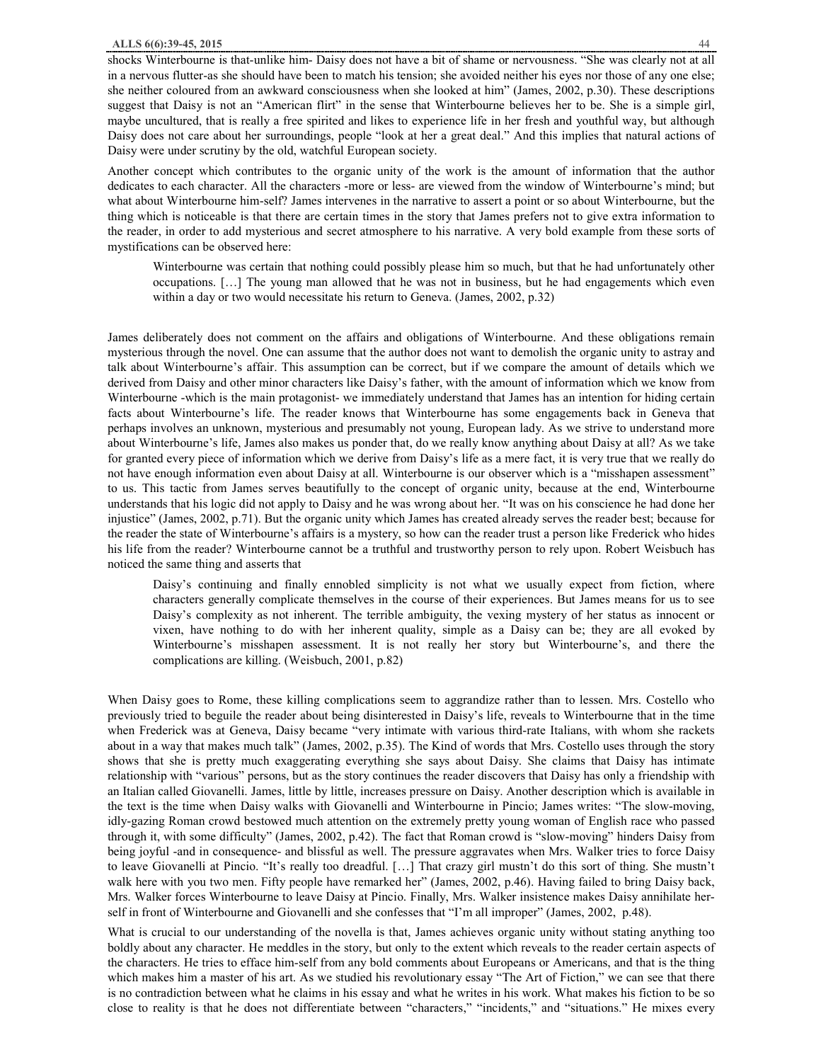shocks Winterbourne is that-unlike him- Daisy does not have a bit of shame or nervousness. "She was clearly not at all in a nervous flutter-as she should have been to match his tension; she avoided neither his eyes nor those of any one else; she neither coloured from an awkward consciousness when she looked at him" (James, 2002, p.30). These descriptions suggest that Daisy is not an "American flirt" in the sense that Winterbourne believes her to be. She is a simple girl, maybe uncultured, that is really a free spirited and likes to experience life in her fresh and youthful way, but although Daisy does not care about her surroundings, people "look at her a great deal." And this implies that natural actions of Daisy were under scrutiny by the old, watchful European society.

Another concept which contributes to the organic unity of the work is the amount of information that the author dedicates to each character. All the characters -more or less- are viewed from the window of Winterbourne's mind; but what about Winterbourne him-self? James intervenes in the narrative to assert a point or so about Winterbourne, but the thing which is noticeable is that there are certain times in the story that James prefers not to give extra information to the reader, in order to add mysterious and secret atmosphere to his narrative. A very bold example from these sorts of mystifications can be observed here:

> Winterbourne was certain that nothing could possibly please him so much, but that he had unfortunately other occupations. […] The young man allowed that he was not in business, but he had engagements which even within a day or two would necessitate his return to Geneva. (James, 2002, p.32)

James deliberately does not comment on the affairs and obligations of Winterbourne. And these obligations remain mysterious through the novel. One can assume that the author does not want to demolish the organic unity to astray and talk about Winterbourne's affair. This assumption can be correct, but if we compare the amount of details which we derived from Daisy and other minor characters like Daisy's father, with the amount of information which we know from Winterbourne -which is the main protagonist- we immediately understand that James has an intention for hiding certain facts about Winterbourne's life. The reader knows that Winterbourne has some engagements back in Geneva that perhaps involves an unknown, mysterious and presumably not young, European lady. As we strive to understand more about Winterbourne's life, James also makes us ponder that, do we really know anything about Daisy at all? As we take for granted every piece of information which we derive from Daisy's life as a mere fact, it is very true that we really do not have enough information even about Daisy at all. Winterbourne is our observer which is a "misshapen assessment" to us. This tactic from James serves beautifully to the concept of organic unity, because at the end, Winterbourne understands that his logic did not apply to Daisy and he was wrong about her. "It was on his conscience he had done her injustice" (James, 2002, p.71). But the organic unity which James has created already serves the reader best; because for the reader the state of Winterbourne's affairs is a mystery, so how can the reader trust a person like Frederick who hides his life from the reader? Winterbourne cannot be a truthful and trustworthy person to rely upon. Robert Weisbuch has noticed the same thing and asserts that

> Daisy's continuing and finally ennobled simplicity is not what we usually expect from fiction, where characters generally complicate themselves in the course of their experiences. But James means for us to see Daisy's complexity as not inherent. The terrible ambiguity, the vexing mystery of her status as innocent or vixen, have nothing to do with her inherent quality, simple as a Daisy can be; they are all evoked by Winterbourne's misshapen assessment. It is not really her story but Winterbourne's, and there the complications are killing. (Weisbuch, 2001, p.82)

When Daisy goes to Rome, these killing complications seem to aggrandize rather than to lessen. Mrs. Costello who previously tried to beguile the reader about being disinterested in Daisy's life, reveals to Winterbourne that in the time when Frederick was at Geneva, Daisy became "very intimate with various third-rate Italians, with whom she rackets about in a way that makes much talk" (James, 2002, p.35). The Kind of words that Mrs. Costello uses through the story shows that she is pretty much exaggerating everything she says about Daisy. She claims that Daisy has intimate relationship with "various" persons, but as the story continues the reader discovers that Daisy has only a friendship with an Italian called Giovanelli. James, little by little, increases pressure on Daisy. Another description which is available in the text is the time when Daisy walks with Giovanelli and Winterbourne in Pincio; James writes: "The slow-moving, idly-gazing Roman crowd bestowed much attention on the extremely pretty young woman of English race who passed through it, with some difficulty" (James, 2002, p.42). The fact that Roman crowd is "slow-moving" hinders Daisy from being joyful -and in consequence- and blissful as well. The pressure aggravates when Mrs. Walker tries to force Daisy to leave Giovanelli at Pincio. "It's really too dreadful. […] That crazy girl mustn't do this sort of thing. She mustn't walk here with you two men. Fifty people have remarked her" (James, 2002, p.46). Having failed to bring Daisy back, Mrs. Walker forces Winterbourne to leave Daisy at Pincio. Finally, Mrs. Walker insistence makes Daisy annihilate her-self in front of Winterbourne and Giovanelli and she confesses that "I'm all improper" (James, 2002, p.48).

What is crucial to our understanding of the novella is that, James achieves organic unity without stating anything too boldly about any character. He meddles in the story, but only to the extent which reveals to the reader certain aspects of the characters. He tries to efface him-self from any bold comments about Europeans or Americans, and that is the thing which makes him a master of his art. As we studied his revolutionary essay "The Art of Fiction," we can see that there is no contradiction between what he claims in his essay and what he writes in his work. What makes his fiction to be so close to reality is that he does not differentiate between "characters," "incidents," and "situations." He mixes every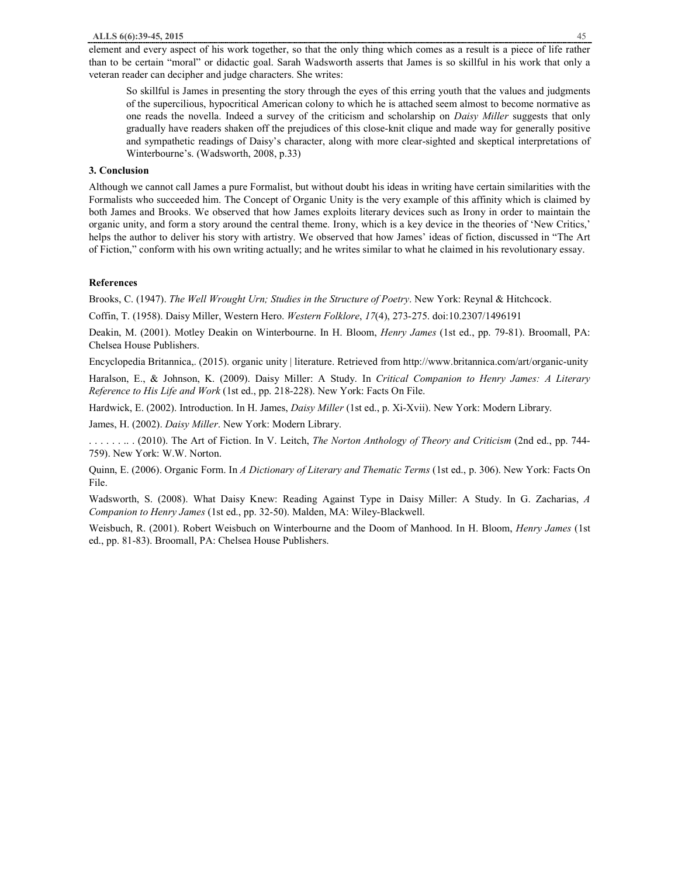element and every aspect of his work together, so that the only thing which comes as a result is a piece of life rather than to be certain "moral" or didactic goal. Sarah Wadsworth asserts that James is so skillful in his work that only a veteran reader can decipher and judge characters. She writes:

> So skillful is James in presenting the story through the eyes of this erring youth that the values and judgments of the supercilious, hypocritical American colony to which he is attached seem almost to become normative as one reads the novella. Indeed a survey of the criticism and scholarship on *Daisy Miller* suggests that only gradually have readers shaken off the prejudices of this close-knit clique and made way for generally positive and sympathetic readings of Daisy's character, along with more clear-sighted and skeptical interpretations of Winterbourne's. (Wadsworth, 2008, p.33)

## 3. Conclusion

Although we cannot call James a pure Formalist, but without doubt his ideas in writing have certain similarities with the Formalists who succeeded him. The Concept of Organic Unity is the very example of this affinity which is claimed by both James and Brooks. We observed that how James exploits literary devices such as Irony in order to maintain the organic unity, and form a story around the central theme. Irony, which is a key device in the theories of 'New Critics,' helps the author to deliver his story with artistry. We observed that how James' ideas of fiction, discussed in "The Art of Fiction," conform with his own writing actually; and he writes similar to what he claimed in his revolutionary essay.

## References

Brooks, C. (1947). *The Well Wrought Urn; Studies in the Structure of Poetry*. New York: Reynal & Hitchcock.

Coffin, T. (1958). Daisy Miller, Western Hero. *Western Folklore*, *17*(4), 273-275. doi:10.2307/1496191

Deakin, M. (2001). Motley Deakin on Winterbourne. In H. Bloom, *Henry James* (1st ed., pp. 79-81). Broomall, PA: Chelsea House Publishers.

Encyclopedia Britannica,. (2015). organic unity | literature. Retrieved from http://www.britannica.com/art/organic-unity

Haralson, E., & Johnson, K. (2009). Daisy Miller: A Study. In *Critical Companion to Henry James: A Literary Reference to His Life and Work* (1st ed., pp. 218-228). New York: Facts On File.

Hardwick, E. (2002). Introduction. In H. James, *Daisy Miller* (1st ed., p. Xi-Xvii). New York: Modern Library.

James, H. (2002). *Daisy Miller*. New York: Modern Library.

. . . . . . .. . (2010). The Art of Fiction. In V. Leitch, *The Norton Anthology of Theory and Criticism* (2nd ed., pp. 744-759). New York: W.W. Norton.

Quinn, E. (2006). Organic Form. In *A Dictionary of Literary and Thematic Terms* (1st ed., p. 306). New York: Facts On File.

Wadsworth, S. (2008). What Daisy Knew: Reading Against Type in Daisy Miller: A Study. In G. Zacharias, *A Companion to Henry James* (1st ed., pp. 32-50). Malden, MA: Wiley-Blackwell.

Weisbuch, R. (2001). Robert Weisbuch on Winterbourne and the Doom of Manhood. In H. Bloom, *Henry James* (1st ed., pp. 81-83). Broomall, PA: Chelsea House Publishers.